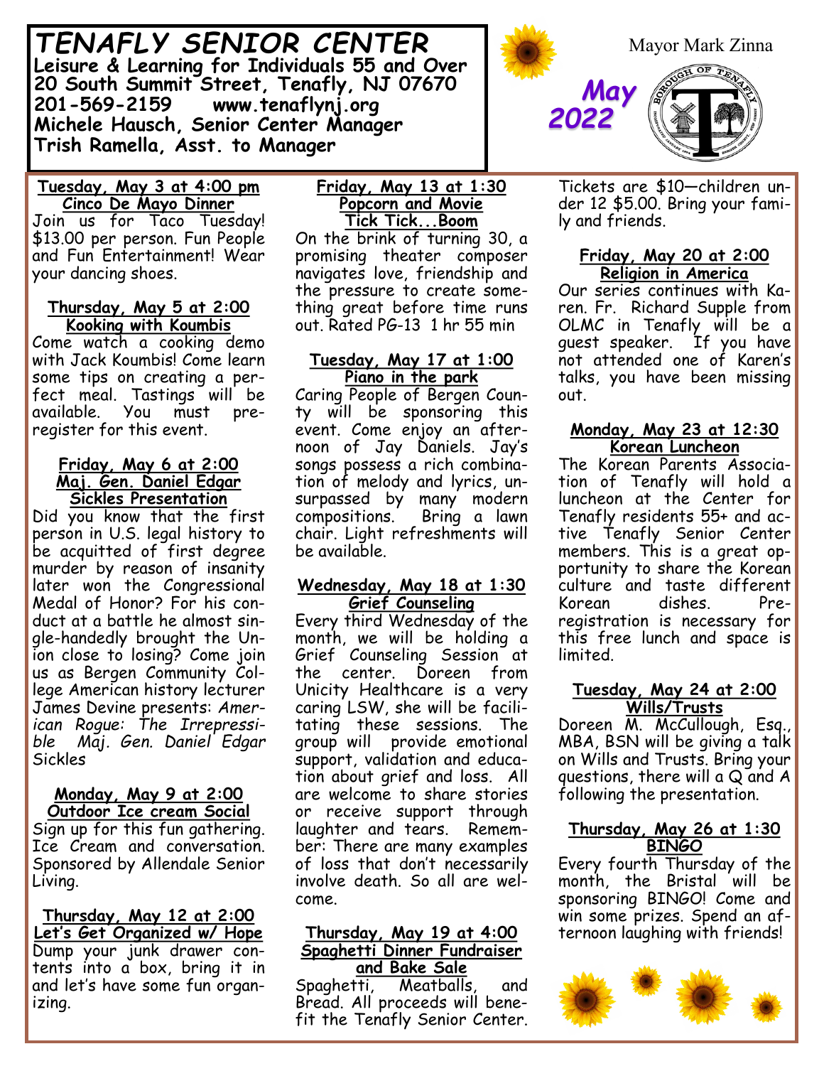# TENAFLY SENIOR CENTER

**Leisure & Learning for Individuals 55 and Over**
**20 South Summit Street, Tenafly, NJ 07670**
**201-569-2159 www.tenaflynj.org**
**Michele Hausch, Senior Center Manager**
**Trish Ramella, Asst. to Manager**

Mayor Mark Zinna

**May 2022**

### Tuesday, May 3 at 4:00 pm
### Cinco De Mayo Dinner

Join us for Taco Tuesday! $13.00 per person. Fun People and Fun Entertainment! Wear your dancing shoes.

### Thursday, May 5 at 2:00
### Kooking with Koumbis

Come watch a cooking demo with Jack Koumbis! Come learn some tips on creating a perfect meal. Tastings will be available. You must pre-register for this event.

### Friday, May 6 at 2:00
### Maj. Gen. Daniel Edgar Sickles Presentation

Did you know that the first person in U.S. legal history to be acquitted of first degree murder by reason of insanity later won the Congressional Medal of Honor? For his conduct at a battle he almost single-handedly brought the Union close to losing? Come join us as Bergen Community College American history lecturer James Devine presents: *American Rogue: The Irrepressible Maj. Gen. Daniel Edgar* Sickles

### Monday, May 9 at 2:00
### Outdoor Ice cream Social

Sign up for this fun gathering. Ice Cream and conversation. Sponsored by Allendale Senior Living.

### Thursday, May 12 at 2:00
### Let's Get Organized w/ Hope

Dump your junk drawer contents into a box, bring it in and let's have some fun organizing.

### Friday, May 13 at 1:30
### Popcorn and Movie
### Tick Tick...Boom

On the brink of turning 30, a promising theater composer navigates love, friendship and the pressure to create something great before time runs out. Rated PG-13 1 hr 55 min

### Tuesday, May 17 at 1:00
### Piano in the park

Caring People of Bergen County will be sponsoring this event. Come enjoy an afternoon of Jay Daniels. Jay's songs possess a rich combination of melody and lyrics, unsurpassed by many modern compositions. Bring a lawn chair. Light refreshments will be available.

### Wednesday, May 18 at 1:30
### Grief Counseling

Every third Wednesday of the month, we will be holding a Grief Counseling Session at the center. Doreen from Unicity Healthcare is a very caring LSW, she will be facilitating these sessions. The group will provide emotional support, validation and education about grief and loss. All are welcome to share stories or receive support through laughter and tears. Remember: There are many examples of loss that don't necessarily involve death. So all are welcome.

### Thursday, May 19 at 4:00
### Spaghetti Dinner Fundraiser and Bake Sale

Spaghetti, Meatballs, and Bread. All proceeds will benefit the Tenafly Senior Center. Tickets are $10—children under 12 $5.00. Bring your family and friends.

### Friday, May 20 at 2:00
### Religion in America

Our series continues with Karen. Fr. Richard Supple from OLMC in Tenafly will be a guest speaker. If you have not attended one of Karen's talks, you have been missing out.

### Monday, May 23 at 12:30
### Korean Luncheon

The Korean Parents Association of Tenafly will hold a luncheon at the Center for Tenafly residents 55+ and active Tenafly Senior Center members. This is a great opportunity to share the Korean culture and taste different Korean dishes. Pre-registration is necessary for this free lunch and space is limited.

### Tuesday, May 24 at 2:00
### Wills/Trusts

Doreen M. McCullough, Esq., MBA, BSN will be giving a talk on Wills and Trusts. Bring your questions, there will a Q and A following the presentation.

### Thursday, May 26 at 1:30
### BINGO

Every fourth Thursday of the month, the Bristal will be sponsoring BINGO! Come and win some prizes. Spend an afternoon laughing with friends!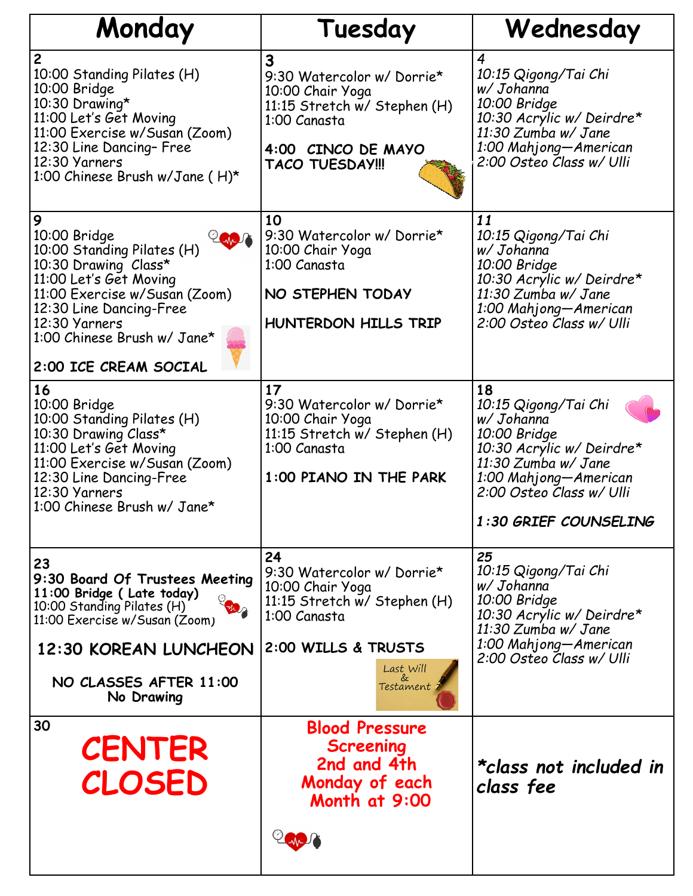| Monday | Tuesday | Wednesday |
|---|---|---|
| **2**<br>10:00 Standing Pilates (H)<br>10:00 Bridge<br>10:30 Drawing*<br>11:00 Let's Get Moving<br>11:00 Exercise w/Susan (Zoom)<br>12:30 Line Dancing– Free<br>12:30 Yarners<br>1:00 Chinese Brush w/Jane ( H)* | **3**<br>9:30 Watercolor w/ Dorrie*<br>10:00 Chair Yoga<br>11:15 Stretch w/ Stephen (H)<br>1:00 Canasta<br><br>**4:00 CINCO DE MAYO TACO TUESDAY!!!** | *4*<br>*10:15 Qigong/Tai Chi w/ Johanna*<br>*10:00 Bridge*<br>*10:30 Acrylic w/ Deirdre**<br>*11:30 Zumba w/ Jane*<br>*1:00 Mahjong—American*<br>*2:00 Osteo Class w/ Ulli* |
| **9**<br>10:00 Bridge<br>10:00 Standing Pilates (H)<br>10:30 Drawing Class*<br>11:00 Let's Get Moving<br>11:00 Exercise w/Susan (Zoom)<br>12:30 Line Dancing-Free<br>12:30 Yarners<br>1:00 Chinese Brush w/ Jane*<br><br>**2:00 ICE CREAM SOCIAL** | **10**<br>9:30 Watercolor w/ Dorrie*<br>10:00 Chair Yoga<br>1:00 Canasta<br><br>**NO STEPHEN TODAY**<br><br>**HUNTERDON HILLS TRIP** | ***11***<br>*10:15 Qigong/Tai Chi w/ Johanna*<br>*10:00 Bridge*<br>*10:30 Acrylic w/ Deirdre**<br>*11:30 Zumba w/ Jane*<br>*1:00 Mahjong—American*<br>*2:00 Osteo Class w/ Ulli* |
| **16**<br>10:00 Bridge<br>10:00 Standing Pilates (H)<br>10:30 Drawing Class*<br>11:00 Let's Get Moving<br>11:00 Exercise w/Susan (Zoom)<br>12:30 Line Dancing-Free<br>12:30 Yarners<br>1:00 Chinese Brush w/ Jane* | **17**<br>9:30 Watercolor w/ Dorrie*<br>10:00 Chair Yoga<br>11:15 Stretch w/ Stephen (H)<br>1:00 Canasta<br><br>**1:00 PIANO IN THE PARK** | ***18***<br>*10:15 Qigong/Tai Chi w/ Johanna*<br>*10:00 Bridge*<br>*10:30 Acrylic w/ Deirdre**<br>*11:30 Zumba w/ Jane*<br>*1:00 Mahjong—American*<br>*2:00 Osteo Class w/ Ulli*<br><br>***1:30 GRIEF COUNSELING*** |
| **23**<br>**9:30 Board Of Trustees Meeting**<br>**11:00 Bridge ( Late today)**<br>10:00 Standing Pilates (H)<br>11:00 Exercise w/Susan (Zoom)<br><br>**12:30 KOREAN LUNCHEON**<br><br>**NO CLASSES AFTER 11:00**<br>**No Drawing** | **24**<br>9:30 Watercolor w/ Dorrie*<br>10:00 Chair Yoga<br>11:15 Stretch w/ Stephen (H)<br>1:00 Canasta<br><br>**2:00 WILLS & TRUSTS**<br>Last Will & Testament | ***25***<br>*10:15 Qigong/Tai Chi w/ Johanna*<br>*10:00 Bridge*<br>*10:30 Acrylic w/ Deirdre**<br>*11:30 Zumba w/ Jane*<br>*1:00 Mahjong—American*<br>*2:00 Osteo Class w/ Ulli* |
| **30**<br>**CENTER CLOSED** | **Blood Pressure Screening 2nd and 4th Monday of each Month at 9:00** | ***\*class not included in class fee*** |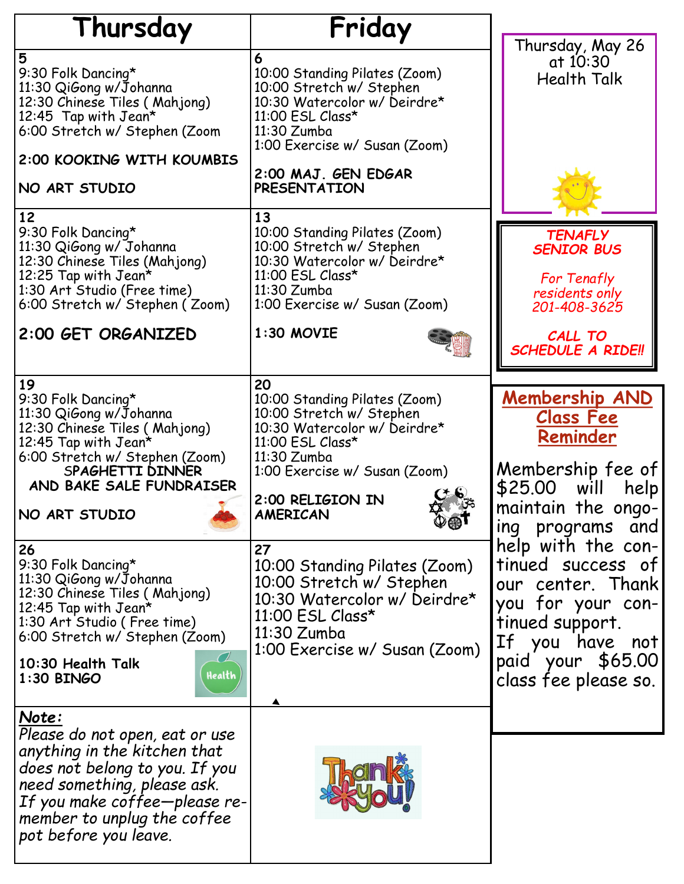| Thursday | Friday |
|---|---|
| **5**<br>9:30 Folk Dancing*<br>11:30 QiGong w/Johanna<br>12:30 Chinese Tiles ( Mahjong)<br>12:45 Tap with Jean*<br>6:00 Stretch w/ Stephen (Zoom<br><br>**2:00 KOOKING WITH KOUMBIS**<br><br>**NO ART STUDIO** | **6**<br>10:00 Standing Pilates (Zoom)<br>10:00 Stretch w/ Stephen<br>10:30 Watercolor w/ Deirdre*<br>11:00 ESL Class*<br>11:30 Zumba<br>1:00 Exercise w/ Susan (Zoom)<br><br>**2:00 MAJ. GEN EDGAR PRESENTATION** |
| **12**<br>9:30 Folk Dancing*<br>11:30 QiGong w/ Johanna<br>12:30 Chinese Tiles (Mahjong)<br>12:25 Tap with Jean*<br>1:30 Art Studio (Free time)<br>6:00 Stretch w/ Stephen ( Zoom)<br><br>**2:00 GET ORGANIZED** | **13**<br>10:00 Standing Pilates (Zoom)<br>10:00 Stretch w/ Stephen<br>10:30 Watercolor w/ Deirdre*<br>11:00 ESL Class*<br>11:30 Zumba<br>1:00 Exercise w/ Susan (Zoom)<br><br>**1:30 MOVIE** |
| **19**<br>9:30 Folk Dancing*<br>11:30 QiGong w/Johanna<br>12:30 Chinese Tiles ( Mahjong)<br>12:45 Tap with Jean*<br>6:00 Stretch w/ Stephen (Zoom)<br>**SPAGHETTI DINNER AND BAKE SALE FUNDRAISER**<br><br>**NO ART STUDIO** | **20**<br>10:00 Standing Pilates (Zoom)<br>10:00 Stretch w/ Stephen<br>10:30 Watercolor w/ Deirdre*<br>11:00 ESL Class*<br>11:30 Zumba<br>1:00 Exercise w/ Susan (Zoom)<br><br>**2:00 RELIGION IN AMERICAN** |
| **26**<br>9:30 Folk Dancing*<br>11:30 QiGong w/Johanna<br>12:30 Chinese Tiles ( Mahjong)<br>12:45 Tap with Jean*<br>1:30 Art Studio ( Free time)<br>6:00 Stretch w/ Stephen (Zoom)<br><br>**10:30 Health Talk**<br>**1:30 BINGO** | **27**<br>10:00 Standing Pilates (Zoom)<br>10:00 Stretch w/ Stephen<br>10:30 Watercolor w/ Deirdre*<br>11:00 ESL Class*<br>11:30 Zumba<br>1:00 Exercise w/ Susan (Zoom) |
| ***Note:***<br>*Please do not open, eat or use anything in the kitchen that does not belong to you. If you need something, please ask.*<br>*If you make coffee—please remember to unplug the coffee pot before you leave.* | Thank you! |

Thursday, May 26
at 10:30
Health Talk

***TENAFLY SENIOR BUS***

*For Tenafly residents only*
*201-408-3625*

***CALL TO SCHEDULE A RIDE!!***

## Membership AND Class Fee Reminder

Membership fee of $25.00 will help maintain the ongoing programs and help with the continued success of our center. Thank you for your continued support.
If you have not paid your $65.00 class fee please so.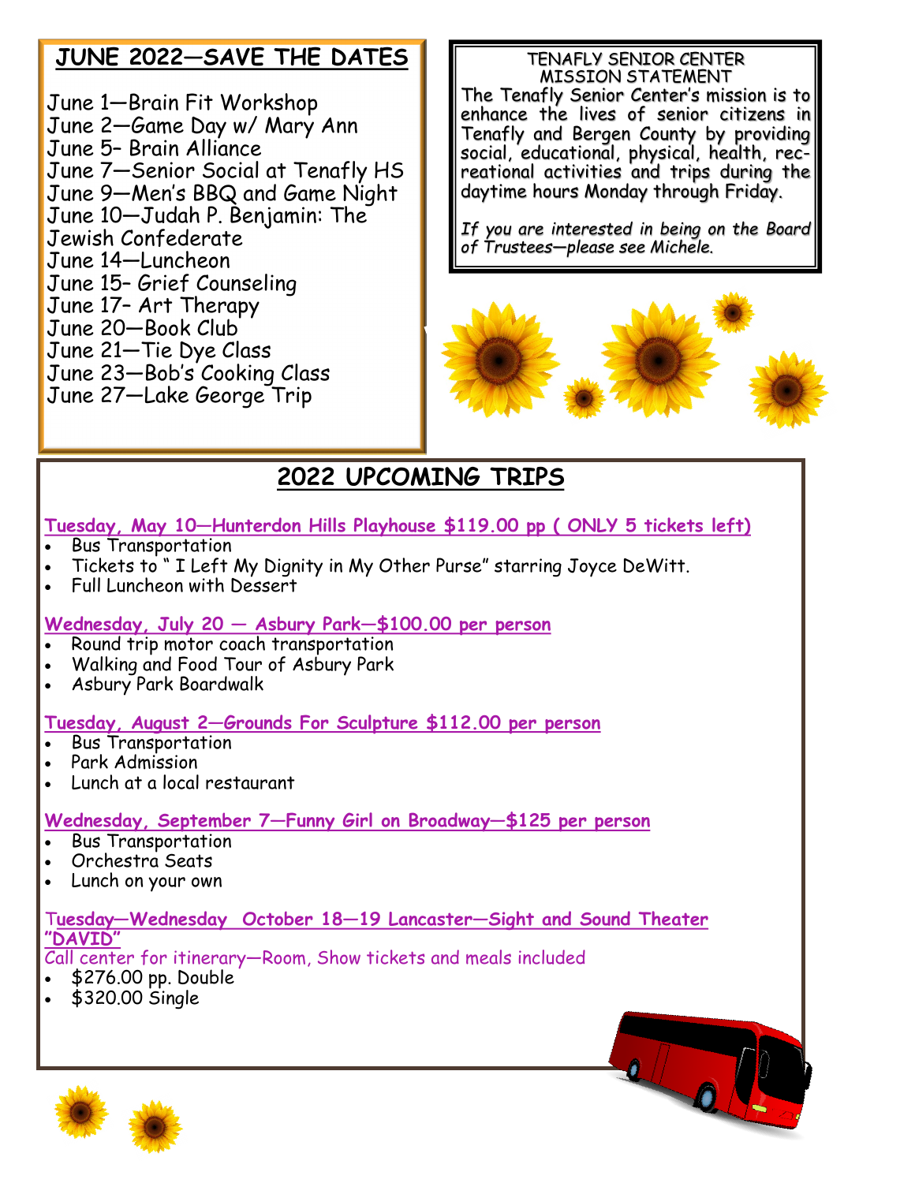## JUNE 2022—SAVE THE DATES

June 1—Brain Fit Workshop
June 2—Game Day w/ Mary Ann
June 5- Brain Alliance
June 7—Senior Social at Tenafly HS
June 9—Men's BBQ and Game Night
June 10—Judah P. Benjamin: The Jewish Confederate
June 14—Luncheon
June 15- Grief Counseling
June 17- Art Therapy
June 20—Book Club
June 21—Tie Dye Class
June 23—Bob's Cooking Class
June 27—Lake George Trip

TENAFLY SENIOR CENTER
MISSION STATEMENT

The Tenafly Senior Center's mission is to enhance the lives of senior citizens in Tenafly and Bergen County by providing social, educational, physical, health, recreational activities and trips during the daytime hours Monday through Friday.

*If you are interested in being on the Board of Trustees—please see Michele.*

## 2022 UPCOMING TRIPS

**Tuesday, May 10—Hunterdon Hills Playhouse $119.00 pp ( ONLY 5 tickets left)**

- Bus Transportation
- Tickets to " I Left My Dignity in My Other Purse" starring Joyce DeWitt.
- Full Luncheon with Dessert

**Wednesday, July 20 — Asbury Park—$100.00 per person**

- Round trip motor coach transportation
- Walking and Food Tour of Asbury Park
- Asbury Park Boardwalk

**Tuesday, August 2—Grounds For Sculpture $112.00 per person**

- Bus Transportation
- Park Admission
- Lunch at a local restaurant

**Wednesday, September 7—Funny Girl on Broadway—$125 per person**

- Bus Transportation
- Orchestra Seats
- Lunch on your own

**Tuesday—Wednesday October 18—19 Lancaster—Sight and Sound Theater "DAVID"**

Call center for itinerary—Room, Show tickets and meals included

- $276.00 pp. Double
- $320.00 Single